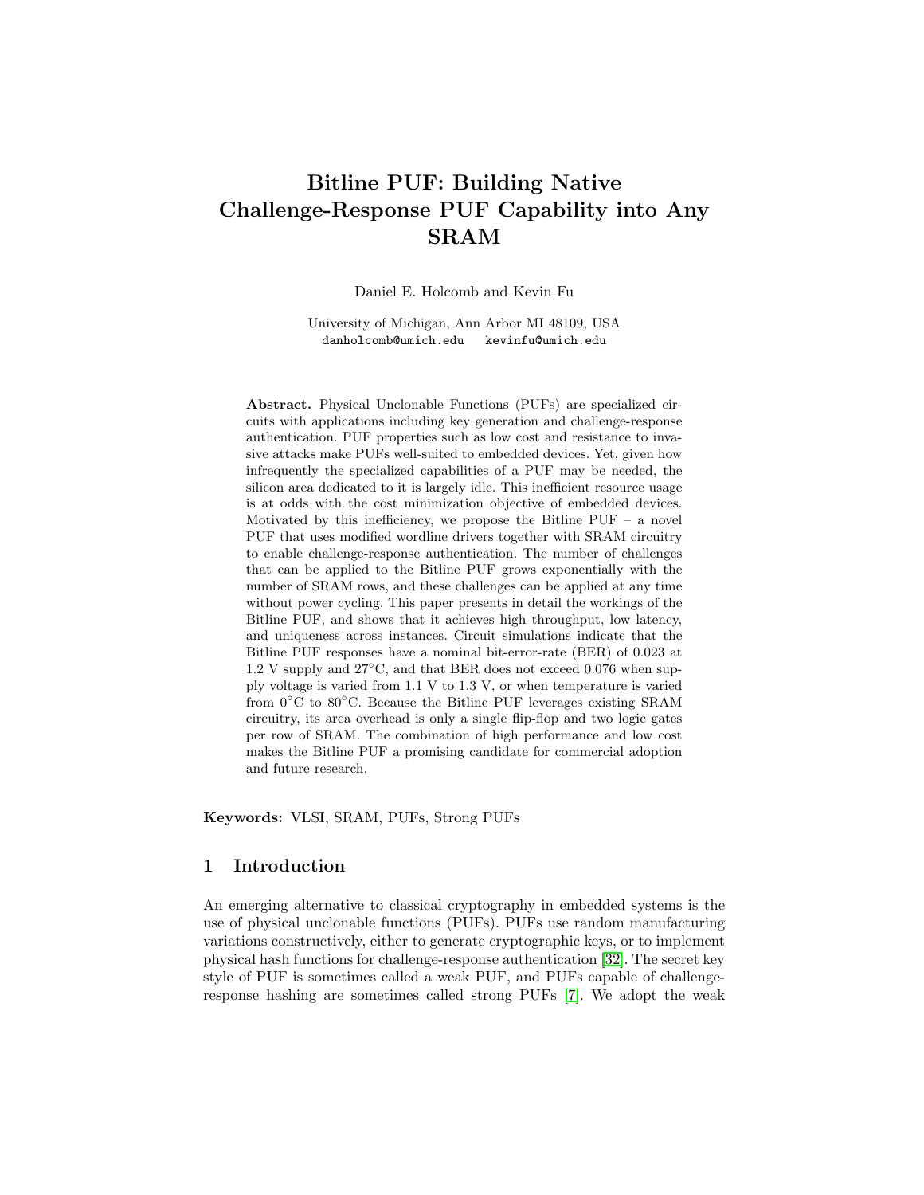# Bitline PUF: Building Native Challenge-Response PUF Capability into Any SRAM

Daniel E. Holcomb and Kevin Fu

University of Michigan, Ann Arbor MI 48109, USA
danholcomb@umich.edu kevinfu@umich.edu

**Abstract.** Physical Unclonable Functions (PUFs) are specialized circuits with applications including key generation and challenge-response authentication. PUF properties such as low cost and resistance to invasive attacks make PUFs well-suited to embedded devices. Yet, given how infrequently the specialized capabilities of a PUF may be needed, the silicon area dedicated to it is largely idle. This inefficient resource usage is at odds with the cost minimization objective of embedded devices. Motivated by this inefficiency, we propose the Bitline PUF – a novel PUF that uses modified wordline drivers together with SRAM circuitry to enable challenge-response authentication. The number of challenges that can be applied to the Bitline PUF grows exponentially with the number of SRAM rows, and these challenges can be applied at any time without power cycling. This paper presents in detail the workings of the Bitline PUF, and shows that it achieves high throughput, low latency, and uniqueness across instances. Circuit simulations indicate that the Bitline PUF responses have a nominal bit-error-rate (BER) of 0.023 at 1.2 V supply and 27°C, and that BER does not exceed 0.076 when supply voltage is varied from 1.1 V to 1.3 V, or when temperature is varied from 0°C to 80°C. Because the Bitline PUF leverages existing SRAM circuitry, its area overhead is only a single flip-flop and two logic gates per row of SRAM. The combination of high performance and low cost makes the Bitline PUF a promising candidate for commercial adoption and future research.

**Keywords:** VLSI, SRAM, PUFs, Strong PUFs

## 1 Introduction

An emerging alternative to classical cryptography in embedded systems is the use of physical unclonable functions (PUFs). PUFs use random manufacturing variations constructively, either to generate cryptographic keys, or to implement physical hash functions for challenge-response authentication [32]. The secret key style of PUF is sometimes called a weak PUF, and PUFs capable of challenge-response hashing are sometimes called strong PUFs [7]. We adopt the weak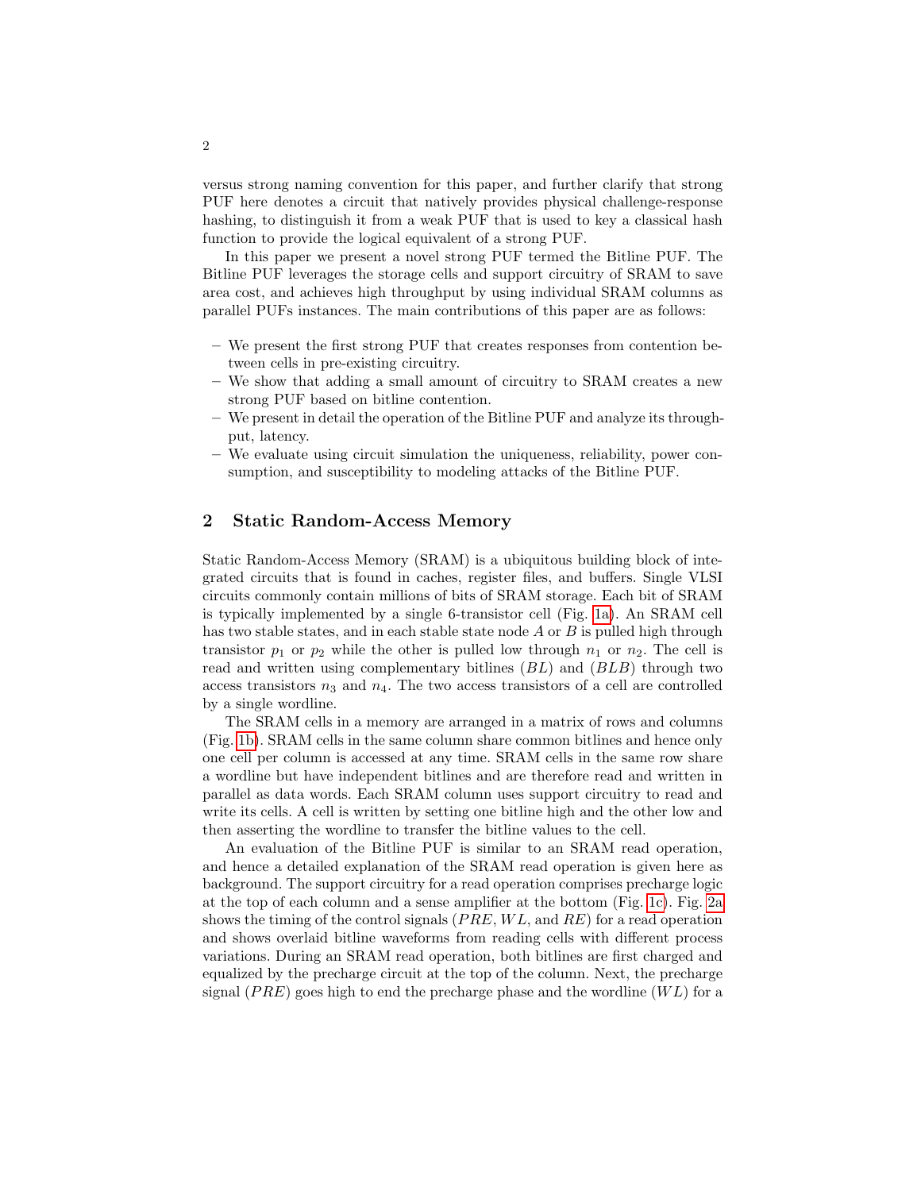versus strong naming convention for this paper, and further clarify that strong PUF here denotes a circuit that natively provides physical challenge-response hashing, to distinguish it from a weak PUF that is used to key a classical hash function to provide the logical equivalent of a strong PUF.

In this paper we present a novel strong PUF termed the Bitline PUF. The Bitline PUF leverages the storage cells and support circuitry of SRAM to save area cost, and achieves high throughput by using individual SRAM columns as parallel PUFs instances. The main contributions of this paper are as follows:

- We present the first strong PUF that creates responses from contention between cells in pre-existing circuitry.
- We show that adding a small amount of circuitry to SRAM creates a new strong PUF based on bitline contention.
- We present in detail the operation of the Bitline PUF and analyze its throughput, latency.
- We evaluate using circuit simulation the uniqueness, reliability, power consumption, and susceptibility to modeling attacks of the Bitline PUF.

## 2 Static Random-Access Memory

Static Random-Access Memory (SRAM) is a ubiquitous building block of integrated circuits that is found in caches, register files, and buffers. Single VLSI circuits commonly contain millions of bits of SRAM storage. Each bit of SRAM is typically implemented by a single 6-transistor cell (Fig. 1a). An SRAM cell has two stable states, and in each stable state node $A$ or $B$ is pulled high through transistor $p_1$ or $p_2$ while the other is pulled low through $n_1$ or $n_2$. The cell is read and written using complementary bitlines ($BL$) and ($BLB$) through two access transistors $n_3$ and $n_4$. The two access transistors of a cell are controlled by a single wordline.

The SRAM cells in a memory are arranged in a matrix of rows and columns (Fig. 1b). SRAM cells in the same column share common bitlines and hence only one cell per column is accessed at any time. SRAM cells in the same row share a wordline but have independent bitlines and are therefore read and written in parallel as data words. Each SRAM column uses support circuitry to read and write its cells. A cell is written by setting one bitline high and the other low and then asserting the wordline to transfer the bitline values to the cell.

An evaluation of the Bitline PUF is similar to an SRAM read operation, and hence a detailed explanation of the SRAM read operation is given here as background. The support circuitry for a read operation comprises precharge logic at the top of each column and a sense amplifier at the bottom (Fig. 1c). Fig. 2a shows the timing of the control signals ($PRE$, $WL$, and $RE$) for a read operation and shows overlaid bitline waveforms from reading cells with different process variations. During an SRAM read operation, both bitlines are first charged and equalized by the precharge circuit at the top of the column. Next, the precharge signal ($PRE$) goes high to end the precharge phase and the wordline ($WL$) for a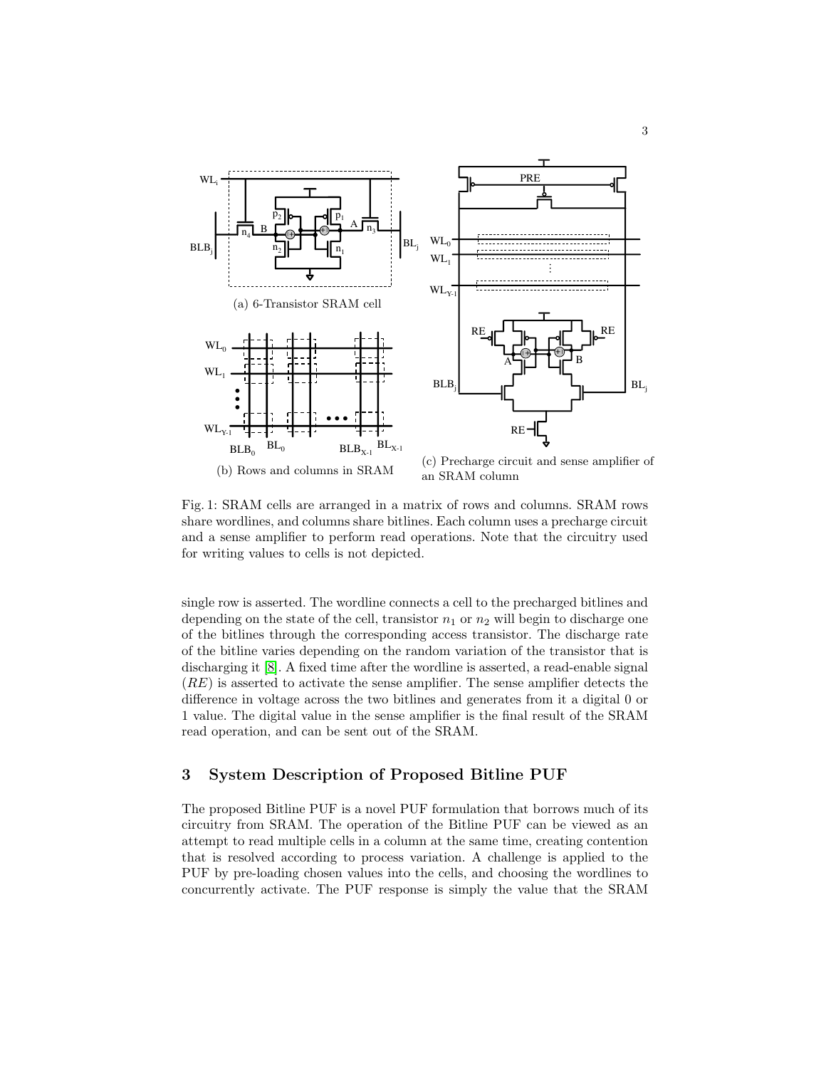(a) 6-Transistor SRAM cell

(b) Rows and columns in SRAM

(c) Precharge circuit and sense amplifier of an SRAM column

Fig. 1: SRAM cells are arranged in a matrix of rows and columns. SRAM rows share wordlines, and columns share bitlines. Each column uses a precharge circuit and a sense amplifier to perform read operations. Note that the circuitry used for writing values to cells is not depicted.

single row is asserted. The wordline connects a cell to the precharged bitlines and depending on the state of the cell, transistor $n_1$ or $n_2$ will begin to discharge one of the bitlines through the corresponding access transistor. The discharge rate of the bitline varies depending on the random variation of the transistor that is discharging it [8]. A fixed time after the wordline is asserted, a read-enable signal ($RE$) is asserted to activate the sense amplifier. The sense amplifier detects the difference in voltage across the two bitlines and generates from it a digital 0 or 1 value. The digital value in the sense amplifier is the final result of the SRAM read operation, and can be sent out of the SRAM.

## 3 System Description of Proposed Bitline PUF

The proposed Bitline PUF is a novel PUF formulation that borrows much of its circuitry from SRAM. The operation of the Bitline PUF can be viewed as an attempt to read multiple cells in a column at the same time, creating contention that is resolved according to process variation. A challenge is applied to the PUF by pre-loading chosen values into the cells, and choosing the wordlines to concurrently activate. The PUF response is simply the value that the SRAM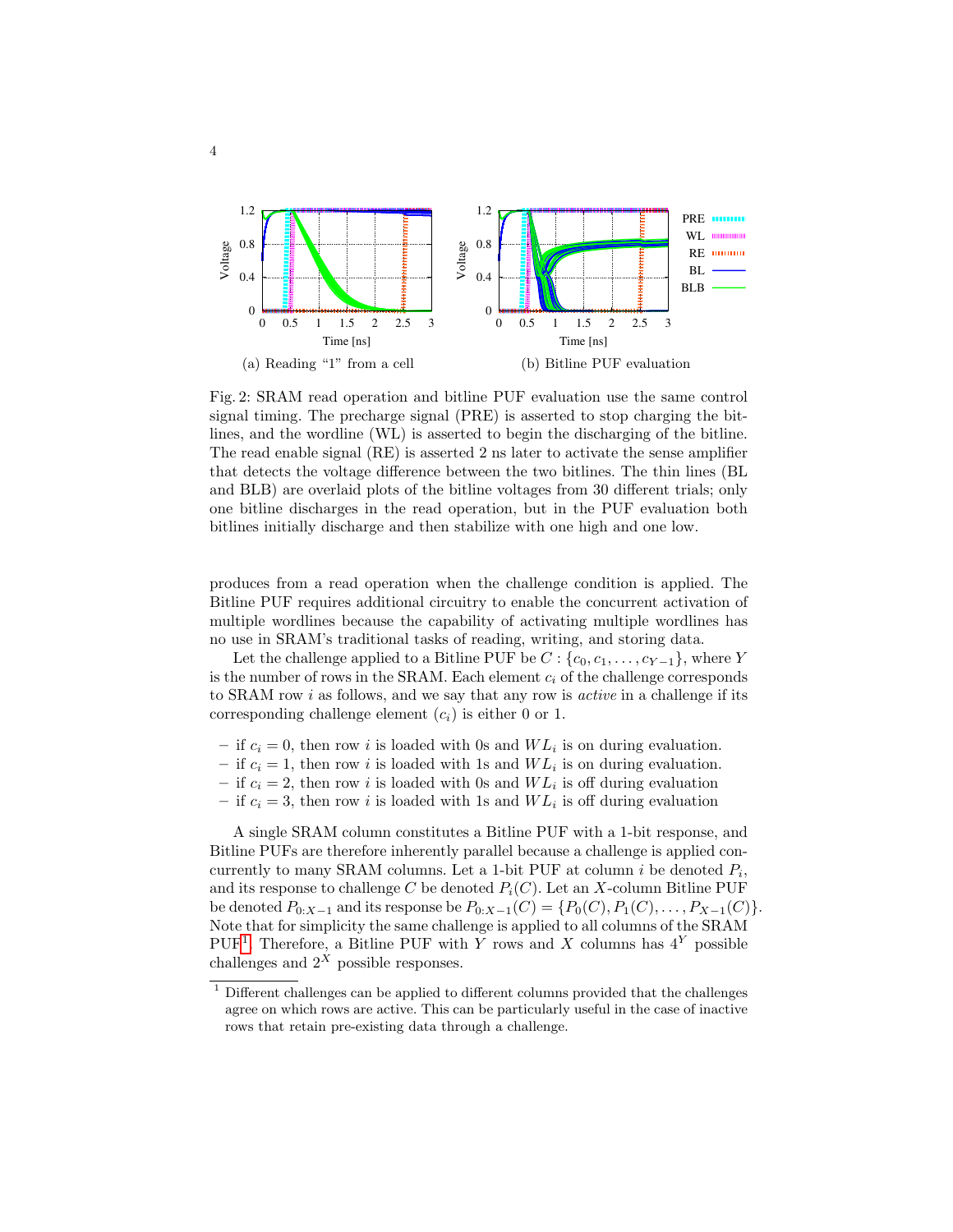(a) Reading "1" from a cell

(b) Bitline PUF evaluation

Fig. 2: SRAM read operation and bitline PUF evaluation use the same control signal timing. The precharge signal (PRE) is asserted to stop charging the bitlines, and the wordline (WL) is asserted to begin the discharging of the bitline. The read enable signal (RE) is asserted 2 ns later to activate the sense amplifier that detects the voltage difference between the two bitlines. The thin lines (BL and BLB) are overlaid plots of the bitline voltages from 30 different trials; only one bitline discharges in the read operation, but in the PUF evaluation both bitlines initially discharge and then stabilize with one high and one low.

produces from a read operation when the challenge condition is applied. The Bitline PUF requires additional circuitry to enable the concurrent activation of multiple wordlines because the capability of activating multiple wordlines has no use in SRAM's traditional tasks of reading, writing, and storing data.

Let the challenge applied to a Bitline PUF be $C : \{c_0, c_1, \dots, c_{Y-1}\}$, where $Y$ is the number of rows in the SRAM. Each element $c_i$ of the challenge corresponds to SRAM row $i$ as follows, and we say that any row is *active* in a challenge if its corresponding challenge element ($c_i$) is either 0 or 1.

- if $c_i = 0$, then row $i$ is loaded with 0s and $WL_i$ is on during evaluation.
- if $c_i = 1$, then row $i$ is loaded with 1s and $WL_i$ is on during evaluation.
- if $c_i = 2$, then row $i$ is loaded with 0s and $WL_i$ is off during evaluation
- if $c_i = 3$, then row $i$ is loaded with 1s and $WL_i$ is off during evaluation

A single SRAM column constitutes a Bitline PUF with a 1-bit response, and Bitline PUFs are therefore inherently parallel because a challenge is applied concurrently to many SRAM columns. Let a 1-bit PUF at column $i$ be denoted $P_i$, and its response to challenge $C$ be denoted $P_i(C)$. Let an $X$-column Bitline PUF be denoted $P_{0:X-1}$ and its response be $P_{0:X-1}(C) = \{P_0(C), P_1(C), \dots, P_{X-1}(C)\}$. Note that for simplicity the same challenge is applied to all columns of the SRAM PUF[1]. Therefore, a Bitline PUF with $Y$ rows and $X$ columns has $4^Y$ possible challenges and $2^X$ possible responses.

[1] Different challenges can be applied to different columns provided that the challenges agree on which rows are active. This can be particularly useful in the case of inactive rows that retain pre-existing data through a challenge.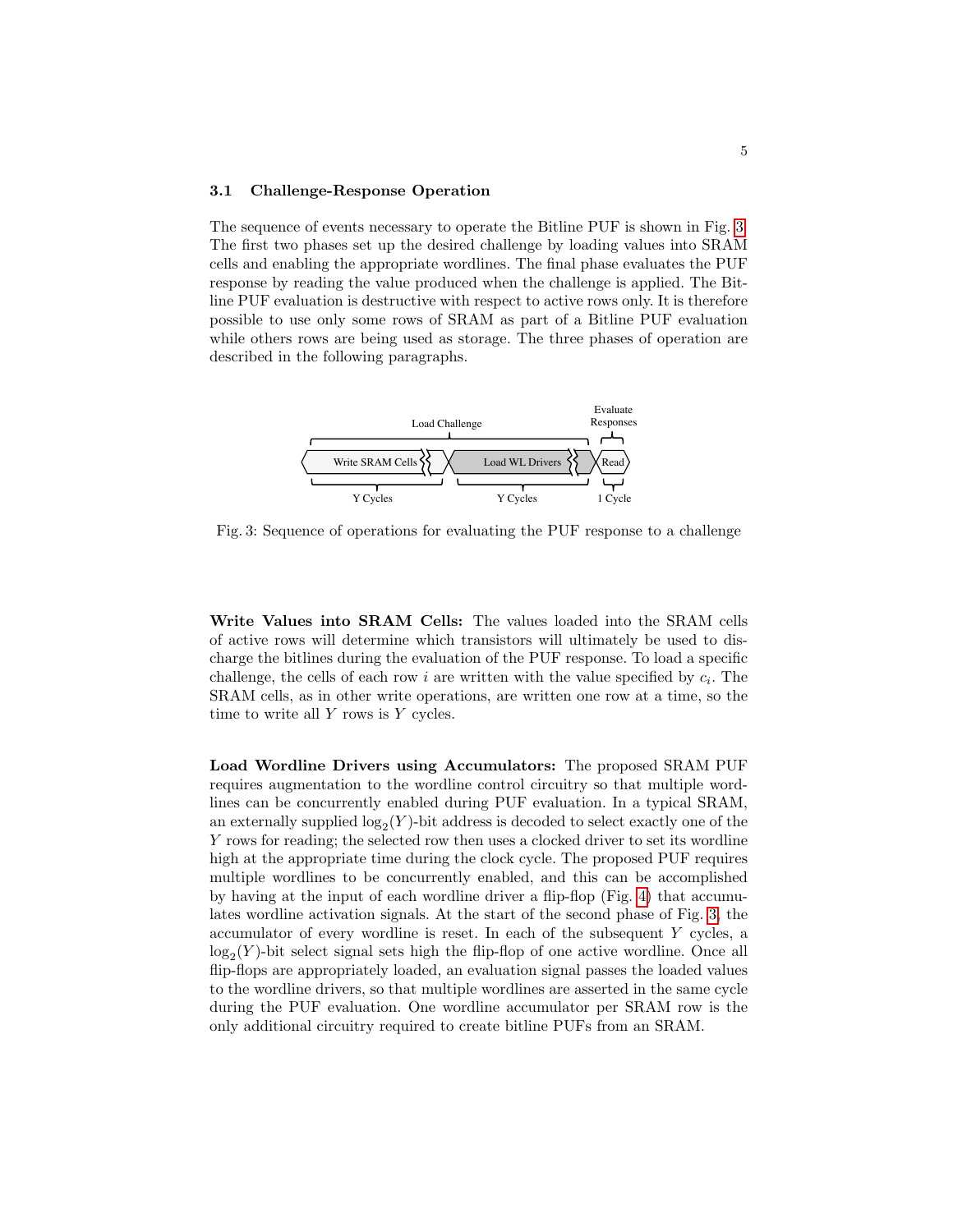### 3.1 Challenge-Response Operation

The sequence of events necessary to operate the Bitline PUF is shown in Fig. 3. The first two phases set up the desired challenge by loading values into SRAM cells and enabling the appropriate wordlines. The final phase evaluates the PUF response by reading the value produced when the challenge is applied. The Bitline PUF evaluation is destructive with respect to active rows only. It is therefore possible to use only some rows of SRAM as part of a Bitline PUF evaluation while others rows are being used as storage. The three phases of operation are described in the following paragraphs.

Fig. 3: Sequence of operations for evaluating the PUF response to a challenge

**Write Values into SRAM Cells:** The values loaded into the SRAM cells of active rows will determine which transistors will ultimately be used to discharge the bitlines during the evaluation of the PUF response. To load a specific challenge, the cells of each row $i$ are written with the value specified by $c_i$. The SRAM cells, as in other write operations, are written one row at a time, so the time to write all $Y$ rows is $Y$ cycles.

**Load Wordline Drivers using Accumulators:** The proposed SRAM PUF requires augmentation to the wordline control circuitry so that multiple wordlines can be concurrently enabled during PUF evaluation. In a typical SRAM, an externally supplied $\log_2(Y)$-bit address is decoded to select exactly one of the $Y$ rows for reading; the selected row then uses a clocked driver to set its wordline high at the appropriate time during the clock cycle. The proposed PUF requires multiple wordlines to be concurrently enabled, and this can be accomplished by having at the input of each wordline driver a flip-flop (Fig. 4) that accumulates wordline activation signals. At the start of the second phase of Fig. 3, the accumulator of every wordline is reset. In each of the subsequent $Y$ cycles, a $\log_2(Y)$-bit select signal sets high the flip-flop of one active wordline. Once all flip-flops are appropriately loaded, an evaluation signal passes the loaded values to the wordline drivers, so that multiple wordlines are asserted in the same cycle during the PUF evaluation. One wordline accumulator per SRAM row is the only additional circuitry required to create bitline PUFs from an SRAM.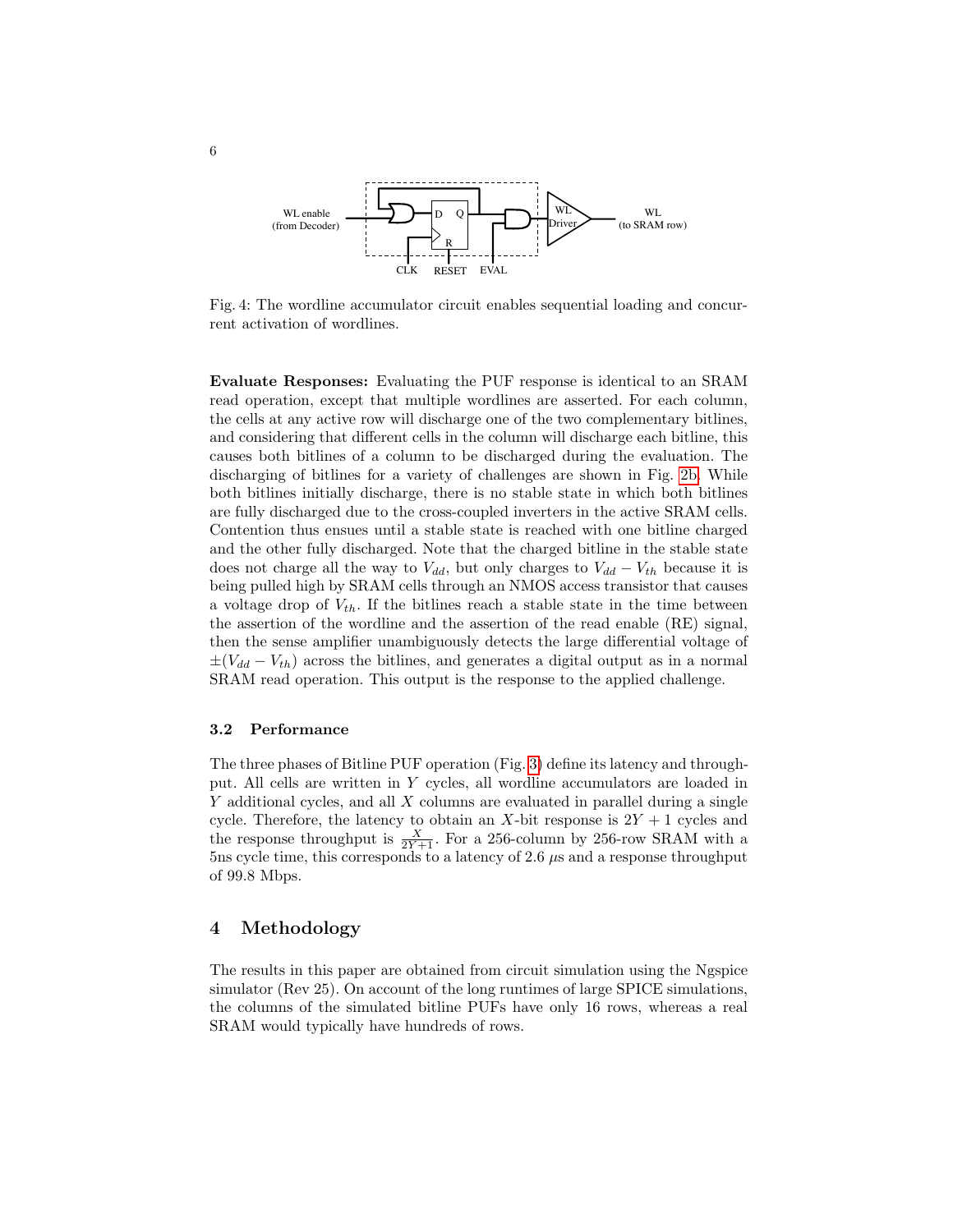Fig. 4: The wordline accumulator circuit enables sequential loading and concurrent activation of wordlines.

**Evaluate Responses:** Evaluating the PUF response is identical to an SRAM read operation, except that multiple wordlines are asserted. For each column, the cells at any active row will discharge one of the two complementary bitlines, and considering that different cells in the column will discharge each bitline, this causes both bitlines of a column to be discharged during the evaluation. The discharging of bitlines for a variety of challenges are shown in Fig. 2b. While both bitlines initially discharge, there is no stable state in which both bitlines are fully discharged due to the cross-coupled inverters in the active SRAM cells. Contention thus ensues until a stable state is reached with one bitline charged and the other fully discharged. Note that the charged bitline in the stable state does not charge all the way to $V_{dd}$, but only charges to $V_{dd} - V_{th}$ because it is being pulled high by SRAM cells through an NMOS access transistor that causes a voltage drop of $V_{th}$. If the bitlines reach a stable state in the time between the assertion of the wordline and the assertion of the read enable (RE) signal, then the sense amplifier unambiguously detects the large differential voltage of $\pm(V_{dd} - V_{th})$ across the bitlines, and generates a digital output as in a normal SRAM read operation. This output is the response to the applied challenge.

### 3.2 Performance

The three phases of Bitline PUF operation (Fig. 3) define its latency and throughput. All cells are written in $Y$ cycles, all wordline accumulators are loaded in $Y$ additional cycles, and all $X$ columns are evaluated in parallel during a single cycle. Therefore, the latency to obtain an $X$-bit response is $2Y + 1$ cycles and the response throughput is $\frac{X}{2Y+1}$. For a 256-column by 256-row SRAM with a 5ns cycle time, this corresponds to a latency of 2.6 $\mu$s and a response throughput of 99.8 Mbps.

## 4 Methodology

The results in this paper are obtained from circuit simulation using the Ngspice simulator (Rev 25). On account of the long runtimes of large SPICE simulations, the columns of the simulated bitline PUFs have only 16 rows, whereas a real SRAM would typically have hundreds of rows.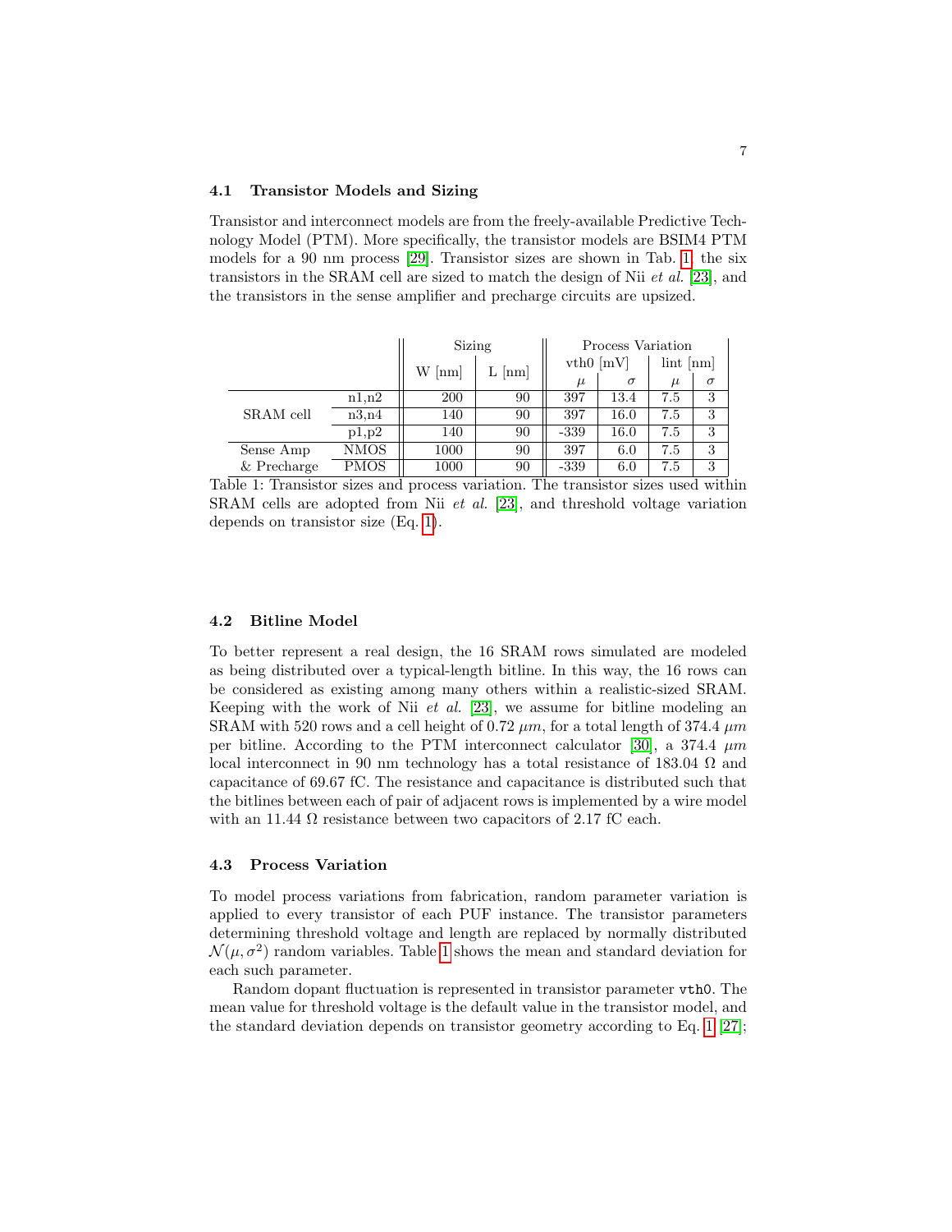### 4.1 Transistor Models and Sizing

Transistor and interconnect models are from the freely-available Predictive Technology Model (PTM). More specifically, the transistor models are BSIM4 PTM models for a 90 nm process [29]. Transistor sizes are shown in Tab. 1; the six transistors in the SRAM cell are sized to match the design of Nii *et al.* [23], and the transistors in the sense amplifier and precharge circuits are upsized.

| | | Sizing | | Process Variation | | | |
|---|---|---|---|---|---|---|---|
| | | W [nm] | L [nm] | vth0 [mV] | | lint [nm] | |
| | | | | $\mu$ | $\sigma$ | $\mu$ | $\sigma$ |
| SRAM cell | n1,n2 | 200 | 90 | 397 | 13.4 | 7.5 | 3 |
| | n3,n4 | 140 | 90 | 397 | 16.0 | 7.5 | 3 |
| | p1,p2 | 140 | 90 | -339 | 16.0 | 7.5 | 3 |
| Sense Amp & Precharge | NMOS | 1000 | 90 | 397 | 6.0 | 7.5 | 3 |
| | PMOS | 1000 | 90 | -339 | 6.0 | 7.5 | 3 |

Table 1: Transistor sizes and process variation. The transistor sizes used within SRAM cells are adopted from Nii *et al.* [23], and threshold voltage variation depends on transistor size (Eq. 1).

### 4.2 Bitline Model

To better represent a real design, the 16 SRAM rows simulated are modeled as being distributed over a typical-length bitline. In this way, the 16 rows can be considered as existing among many others within a realistic-sized SRAM. Keeping with the work of Nii *et al.* [23], we assume for bitline modeling an SRAM with 520 rows and a cell height of 0.72 $\mu m$, for a total length of 374.4 $\mu m$ per bitline. According to the PTM interconnect calculator [30], a 374.4 $\mu m$ local interconnect in 90 nm technology has a total resistance of 183.04 $\Omega$ and capacitance of 69.67 fC. The resistance and capacitance is distributed such that the bitlines between each of pair of adjacent rows is implemented by a wire model with an 11.44 $\Omega$ resistance between two capacitors of 2.17 fC each.

### 4.3 Process Variation

To model process variations from fabrication, random parameter variation is applied to every transistor of each PUF instance. The transistor parameters determining threshold voltage and length are replaced by normally distributed $\mathcal{N}(\mu, \sigma^2)$ random variables. Table 1 shows the mean and standard deviation for each such parameter.

Random dopant fluctuation is represented in transistor parameter `vth0`. The mean value for threshold voltage is the default value in the transistor model, and the standard deviation depends on transistor geometry according to Eq. 1 [27];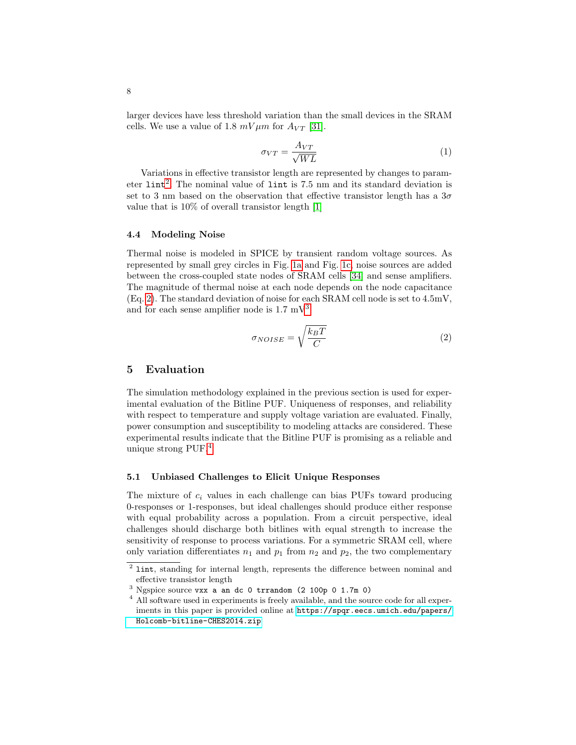larger devices have less threshold variation than the small devices in the SRAM cells. We use a value of 1.8 $mV\mu m$ for $A_{VT}$ [31].

$$\sigma_{VT} = \frac{A_{VT}}{\sqrt{WL}} \tag{1}$$

Variations in effective transistor length are represented by changes to parameter `lint`[2]. The nominal value of `lint` is 7.5 nm and its standard deviation is set to 3 nm based on the observation that effective transistor length has a $3\sigma$ value that is 10% of overall transistor length [1]

### 4.4 Modeling Noise

Thermal noise is modeled in SPICE by transient random voltage sources. As represented by small grey circles in Fig. 1a and Fig. 1c, noise sources are added between the cross-coupled state nodes of SRAM cells [34] and sense amplifiers. The magnitude of thermal noise at each node depends on the node capacitance (Eq. 2). The standard deviation of noise for each SRAM cell node is set to 4.5mV, and for each sense amplifier node is 1.7 mV[3]

$$\sigma_{NOISE} = \sqrt{\frac{k_B T}{C}} \tag{2}$$

## 5 Evaluation

The simulation methodology explained in the previous section is used for experimental evaluation of the Bitline PUF. Uniqueness of responses, and reliability with respect to temperature and supply voltage variation are evaluated. Finally, power consumption and susceptibility to modeling attacks are considered. These experimental results indicate that the Bitline PUF is promising as a reliable and unique strong PUF.[4]

### 5.1 Unbiased Challenges to Elicit Unique Responses

The mixture of $c_i$ values in each challenge can bias PUFs toward producing 0-responses or 1-responses, but ideal challenges should produce either response with equal probability across a population. From a circuit perspective, ideal challenges should discharge both bitlines with equal strength to increase the sensitivity of response to process variations. For a symmetric SRAM cell, where only variation differentiates $n_1$ and $p_1$ from $n_2$ and $p_2$, the two complementary

---

[2] `lint`, standing for internal length, represents the difference between nominal and effective transistor length

[3] Ngspice source `vxx a an dc 0 trrandom (2 100p 0 1.7m 0)`

[4] All software used in experiments is freely available, and the source code for all experiments in this paper is provided online at https://spqr.eecs.umich.edu/papers/Holcomb-bitline-CHES2014.zip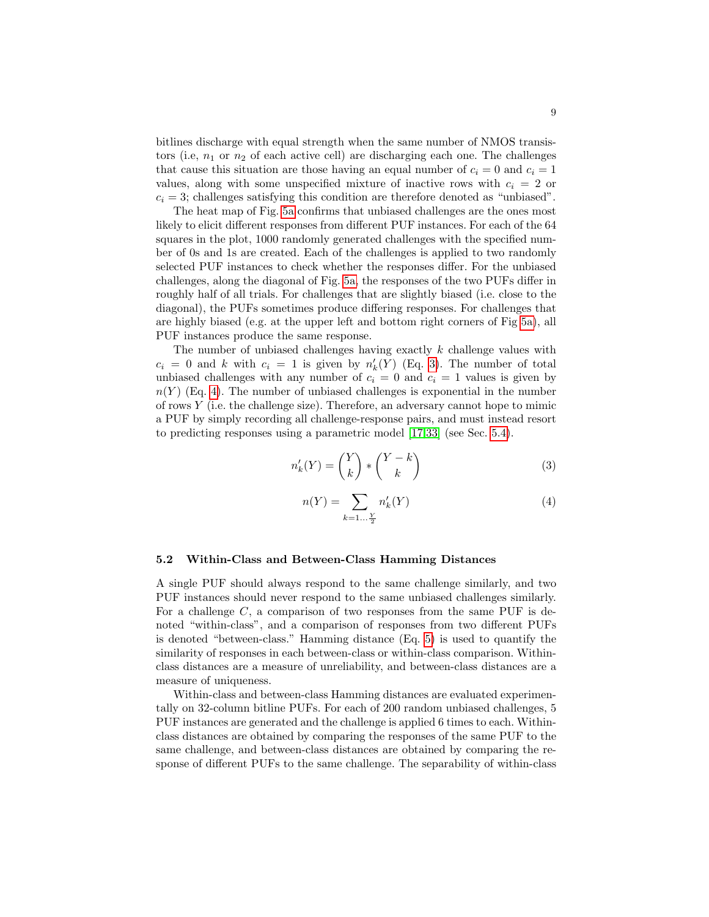bitlines discharge with equal strength when the same number of NMOS transistors (i.e, $n_1$ or $n_2$ of each active cell) are discharging each one. The challenges that cause this situation are those having an equal number of $c_i = 0$ and $c_i = 1$ values, along with some unspecified mixture of inactive rows with $c_i = 2$ or $c_i = 3$; challenges satisfying this condition are therefore denoted as "unbiased".

The heat map of Fig. 5a confirms that unbiased challenges are the ones most likely to elicit different responses from different PUF instances. For each of the 64 squares in the plot, 1000 randomly generated challenges with the specified number of 0s and 1s are created. Each of the challenges is applied to two randomly selected PUF instances to check whether the responses differ. For the unbiased challenges, along the diagonal of Fig. 5a, the responses of the two PUFs differ in roughly half of all trials. For challenges that are slightly biased (i.e. close to the diagonal), the PUFs sometimes produce differing responses. For challenges that are highly biased (e.g. at the upper left and bottom right corners of Fig 5a), all PUF instances produce the same response.

The number of unbiased challenges having exactly $k$ challenge values with $c_i = 0$ and $k$ with $c_i = 1$ is given by $n'_k(Y)$ (Eq. 3). The number of total unbiased challenges with any number of $c_i = 0$ and $c_i = 1$ values is given by $n(Y)$ (Eq. 4). The number of unbiased challenges is exponential in the number of rows $Y$ (i.e. the challenge size). Therefore, an adversary cannot hope to mimic a PUF by simply recording all challenge-response pairs, and must instead resort to predicting responses using a parametric model [17,33] (see Sec. 5.4).

$$n'_k(Y) = \binom{Y}{k} * \binom{Y-k}{k} \tag{3}$$

$$n(Y) = \sum_{k=1\ldots\frac{Y}{2}} n'_k(Y) \tag{4}$$

### 5.2 Within-Class and Between-Class Hamming Distances

A single PUF should always respond to the same challenge similarly, and two PUF instances should never respond to the same unbiased challenges similarly. For a challenge $C$, a comparison of two responses from the same PUF is denoted "within-class", and a comparison of responses from two different PUFs is denoted "between-class." Hamming distance (Eq. 5) is used to quantify the similarity of responses in each between-class or within-class comparison. Within-class distances are a measure of unreliability, and between-class distances are a measure of uniqueness.

Within-class and between-class Hamming distances are evaluated experimentally on 32-column bitline PUFs. For each of 200 random unbiased challenges, 5 PUF instances are generated and the challenge is applied 6 times to each. Within-class distances are obtained by comparing the responses of the same PUF to the same challenge, and between-class distances are obtained by comparing the response of different PUFs to the same challenge. The separability of within-class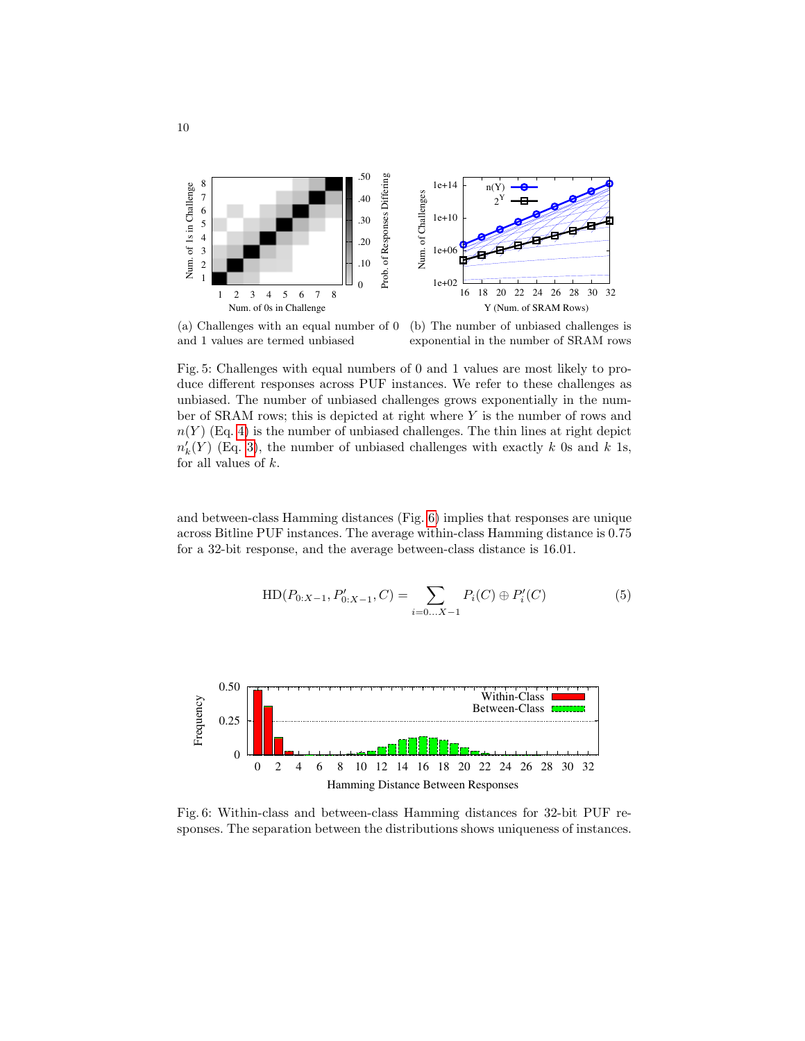(a) Challenges with an equal number of 0 and 1 values are termed unbiased

(b) The number of unbiased challenges is exponential in the number of SRAM rows

Fig. 5: Challenges with equal numbers of 0 and 1 values are most likely to produce different responses across PUF instances. We refer to these challenges as unbiased. The number of unbiased challenges grows exponentially in the number of SRAM rows; this is depicted at right where $Y$ is the number of rows and $n(Y)$ (Eq. 4) is the number of unbiased challenges. The thin lines at right depict $n'_k(Y)$ (Eq. 3), the number of unbiased challenges with exactly $k$ 0s and $k$ 1s, for all values of $k$.

and between-class Hamming distances (Fig. 6) implies that responses are unique across Bitline PUF instances. The average within-class Hamming distance is 0.75 for a 32-bit response, and the average between-class distance is 16.01.

$$\mathrm{HD}(P_{0:X-1}, P'_{0:X-1}, C) = \sum_{i=0 \ldots X-1} P_i(C) \oplus P'_i(C) \tag{5}$$

Fig. 6: Within-class and between-class Hamming distances for 32-bit PUF responses. The separation between the distributions shows uniqueness of instances.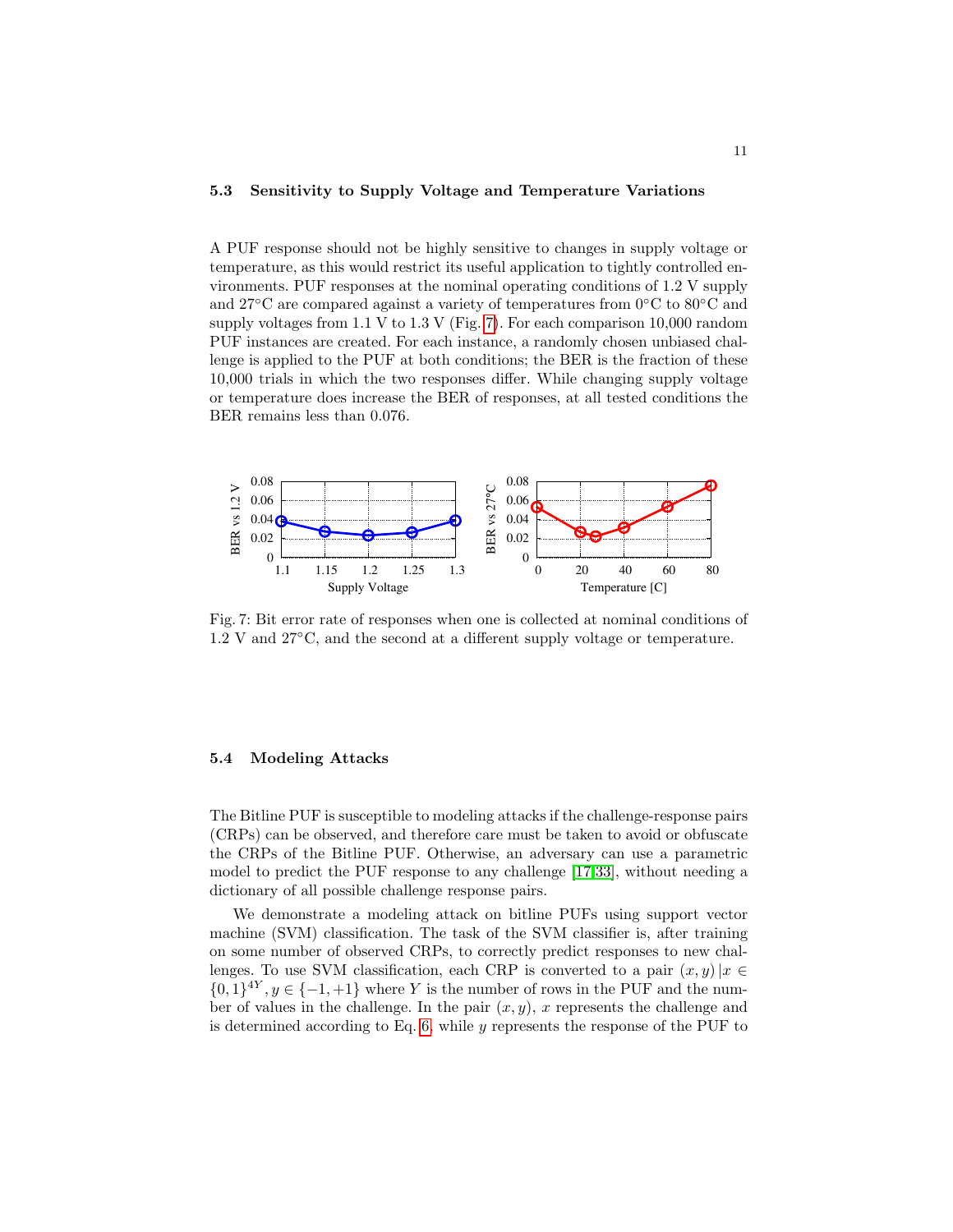### 5.3 Sensitivity to Supply Voltage and Temperature Variations

A PUF response should not be highly sensitive to changes in supply voltage or temperature, as this would restrict its useful application to tightly controlled environments. PUF responses at the nominal operating conditions of 1.2 V supply and 27°C are compared against a variety of temperatures from 0°C to 80°C and supply voltages from 1.1 V to 1.3 V (Fig. 7). For each comparison 10,000 random PUF instances are created. For each instance, a randomly chosen unbiased challenge is applied to the PUF at both conditions; the BER is the fraction of these 10,000 trials in which the two responses differ. While changing supply voltage or temperature does increase the BER of responses, at all tested conditions the BER remains less than 0.076.

Fig. 7: Bit error rate of responses when one is collected at nominal conditions of 1.2 V and 27°C, and the second at a different supply voltage or temperature.

### 5.4 Modeling Attacks

The Bitline PUF is susceptible to modeling attacks if the challenge-response pairs (CRPs) can be observed, and therefore care must be taken to avoid or obfuscate the CRPs of the Bitline PUF. Otherwise, an adversary can use a parametric model to predict the PUF response to any challenge [17,33], without needing a dictionary of all possible challenge response pairs.

We demonstrate a modeling attack on bitline PUFs using support vector machine (SVM) classification. The task of the SVM classifier is, after training on some number of observed CRPs, to correctly predict responses to new challenges. To use SVM classification, each CRP is converted to a pair $(x, y) \,|x \in \{0,1\}^{4Y}, y \in \{-1,+1\}$ where $Y$ is the number of rows in the PUF and the number of values in the challenge. In the pair $(x, y)$, $x$ represents the challenge and is determined according to Eq. 6, while $y$ represents the response of the PUF to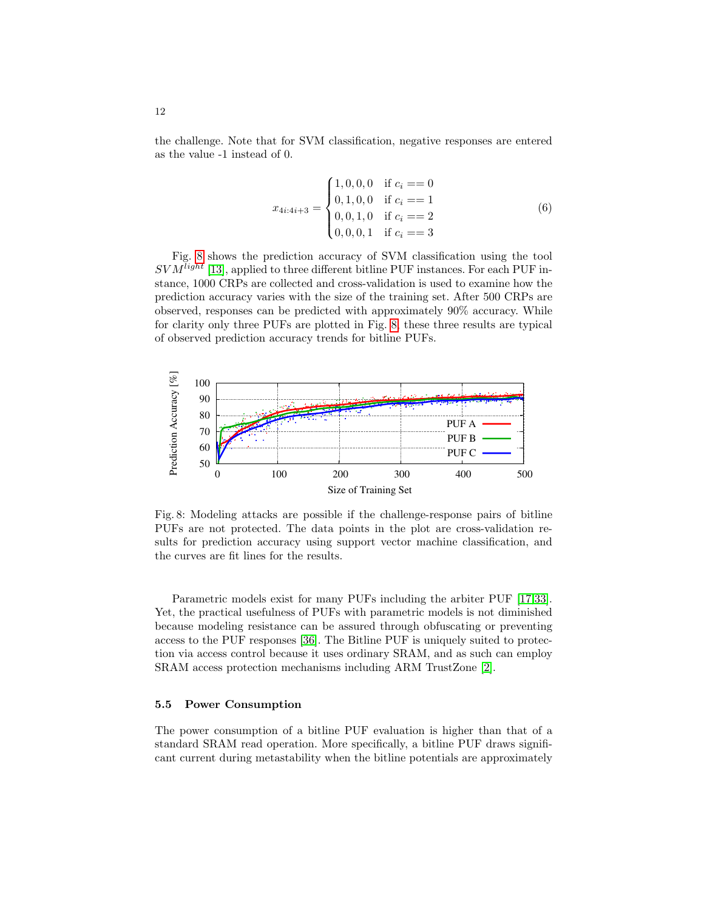the challenge. Note that for SVM classification, negative responses are entered as the value -1 instead of 0.

$$x_{4i:4i+3} = \begin{cases} 1, 0, 0, 0 & \text{if } c_i == 0 \\ 0, 1, 0, 0 & \text{if } c_i == 1 \\ 0, 0, 1, 0 & \text{if } c_i == 2 \\ 0, 0, 0, 1 & \text{if } c_i == 3 \end{cases} \tag{6}$$

Fig. 8 shows the prediction accuracy of SVM classification using the tool $SVM^{light}$ [13], applied to three different bitline PUF instances. For each PUF instance, 1000 CRPs are collected and cross-validation is used to examine how the prediction accuracy varies with the size of the training set. After 500 CRPs are observed, responses can be predicted with approximately 90% accuracy. While for clarity only three PUFs are plotted in Fig. 8, these three results are typical of observed prediction accuracy trends for bitline PUFs.

Fig. 8: Modeling attacks are possible if the challenge-response pairs of bitline PUFs are not protected. The data points in the plot are cross-validation results for prediction accuracy using support vector machine classification, and the curves are fit lines for the results.

Parametric models exist for many PUFs including the arbiter PUF [17,33]. Yet, the practical usefulness of PUFs with parametric models is not diminished because modeling resistance can be assured through obfuscating or preventing access to the PUF responses [36]. The Bitline PUF is uniquely suited to protection via access control because it uses ordinary SRAM, and as such can employ SRAM access protection mechanisms including ARM TrustZone [2].

### 5.5 Power Consumption

The power consumption of a bitline PUF evaluation is higher than that of a standard SRAM read operation. More specifically, a bitline PUF draws significant current during metastability when the bitline potentials are approximately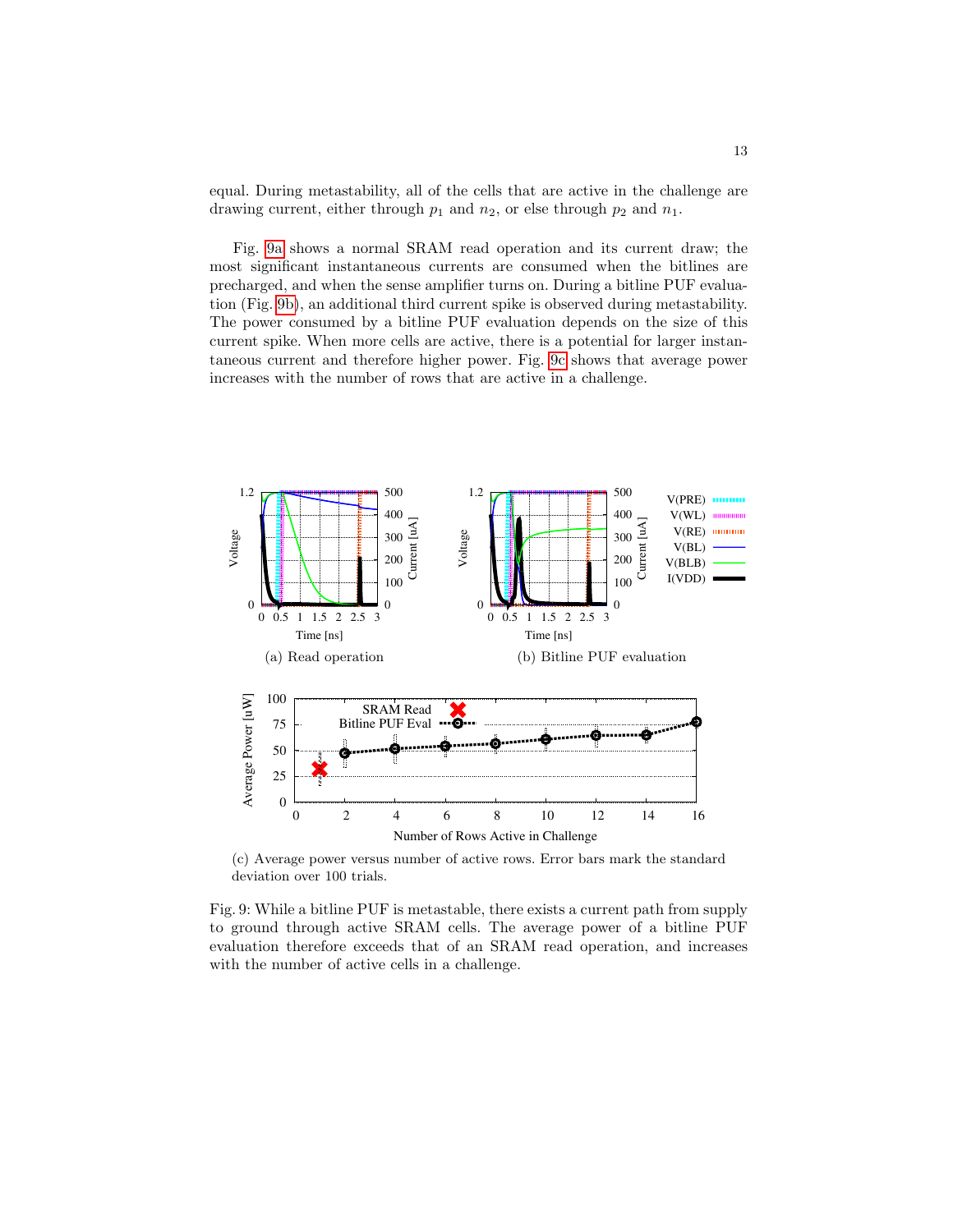equal. During metastability, all of the cells that are active in the challenge are drawing current, either through $p_1$ and $n_2$, or else through $p_2$ and $n_1$.

Fig. 9a shows a normal SRAM read operation and its current draw; the most significant instantaneous currents are consumed when the bitlines are precharged, and when the sense amplifier turns on. During a bitline PUF evaluation (Fig. 9b), an additional third current spike is observed during metastability. The power consumed by a bitline PUF evaluation depends on the size of this current spike. When more cells are active, there is a potential for larger instantaneous current and therefore higher power. Fig. 9c shows that average power increases with the number of rows that are active in a challenge.

(a) Read operation

(b) Bitline PUF evaluation

(c) Average power versus number of active rows. Error bars mark the standard deviation over 100 trials.

Fig. 9: While a bitline PUF is metastable, there exists a current path from supply to ground through active SRAM cells. The average power of a bitline PUF evaluation therefore exceeds that of an SRAM read operation, and increases with the number of active cells in a challenge.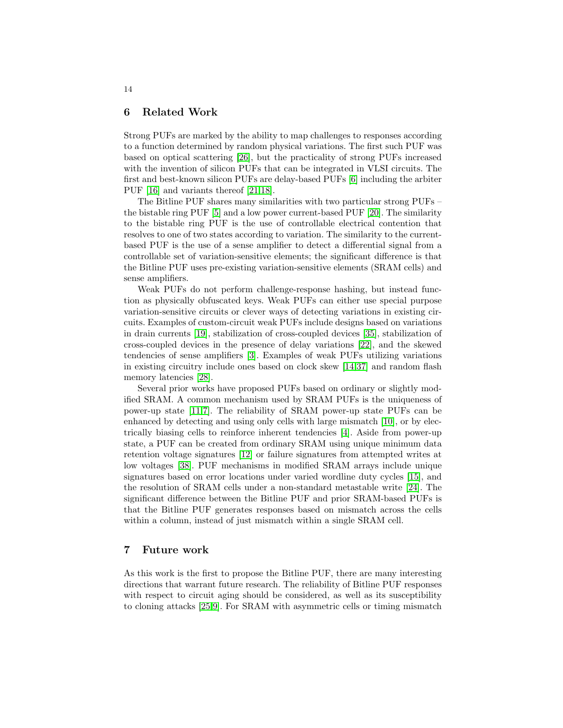## 6 Related Work

Strong PUFs are marked by the ability to map challenges to responses according to a function determined by random physical variations. The first such PUF was based on optical scattering [26], but the practicality of strong PUFs increased with the invention of silicon PUFs that can be integrated in VLSI circuits. The first and best-known silicon PUFs are delay-based PUFs [6] including the arbiter PUF [16] and variants thereof [21,18].

The Bitline PUF shares many similarities with two particular strong PUFs – the bistable ring PUF [5] and a low power current-based PUF [20]. The similarity to the bistable ring PUF is the use of controllable electrical contention that resolves to one of two states according to variation. The similarity to the current-based PUF is the use of a sense amplifier to detect a differential signal from a controllable set of variation-sensitive elements; the significant difference is that the Bitline PUF uses pre-existing variation-sensitive elements (SRAM cells) and sense amplifiers.

Weak PUFs do not perform challenge-response hashing, but instead function as physically obfuscated keys. Weak PUFs can either use special purpose variation-sensitive circuits or clever ways of detecting variations in existing circuits. Examples of custom-circuit weak PUFs include designs based on variations in drain currents [19], stabilization of cross-coupled devices [35], stabilization of cross-coupled devices in the presence of delay variations [22], and the skewed tendencies of sense amplifiers [3]. Examples of weak PUFs utilizing variations in existing circuitry include ones based on clock skew [14,37] and random flash memory latencies [28].

Several prior works have proposed PUFs based on ordinary or slightly modified SRAM. A common mechanism used by SRAM PUFs is the uniqueness of power-up state [11,7]. The reliability of SRAM power-up state PUFs can be enhanced by detecting and using only cells with large mismatch [10], or by electrically biasing cells to reinforce inherent tendencies [4]. Aside from power-up state, a PUF can be created from ordinary SRAM using unique minimum data retention voltage signatures [12] or failure signatures from attempted writes at low voltages [38]. PUF mechanisms in modified SRAM arrays include unique signatures based on error locations under varied wordline duty cycles [15], and the resolution of SRAM cells under a non-standard metastable write [24]. The significant difference between the Bitline PUF and prior SRAM-based PUFs is that the Bitline PUF generates responses based on mismatch across the cells within a column, instead of just mismatch within a single SRAM cell.

## 7 Future work

As this work is the first to propose the Bitline PUF, there are many interesting directions that warrant future research. The reliability of Bitline PUF responses with respect to circuit aging should be considered, as well as its susceptibility to cloning attacks [25,9]. For SRAM with asymmetric cells or timing mismatch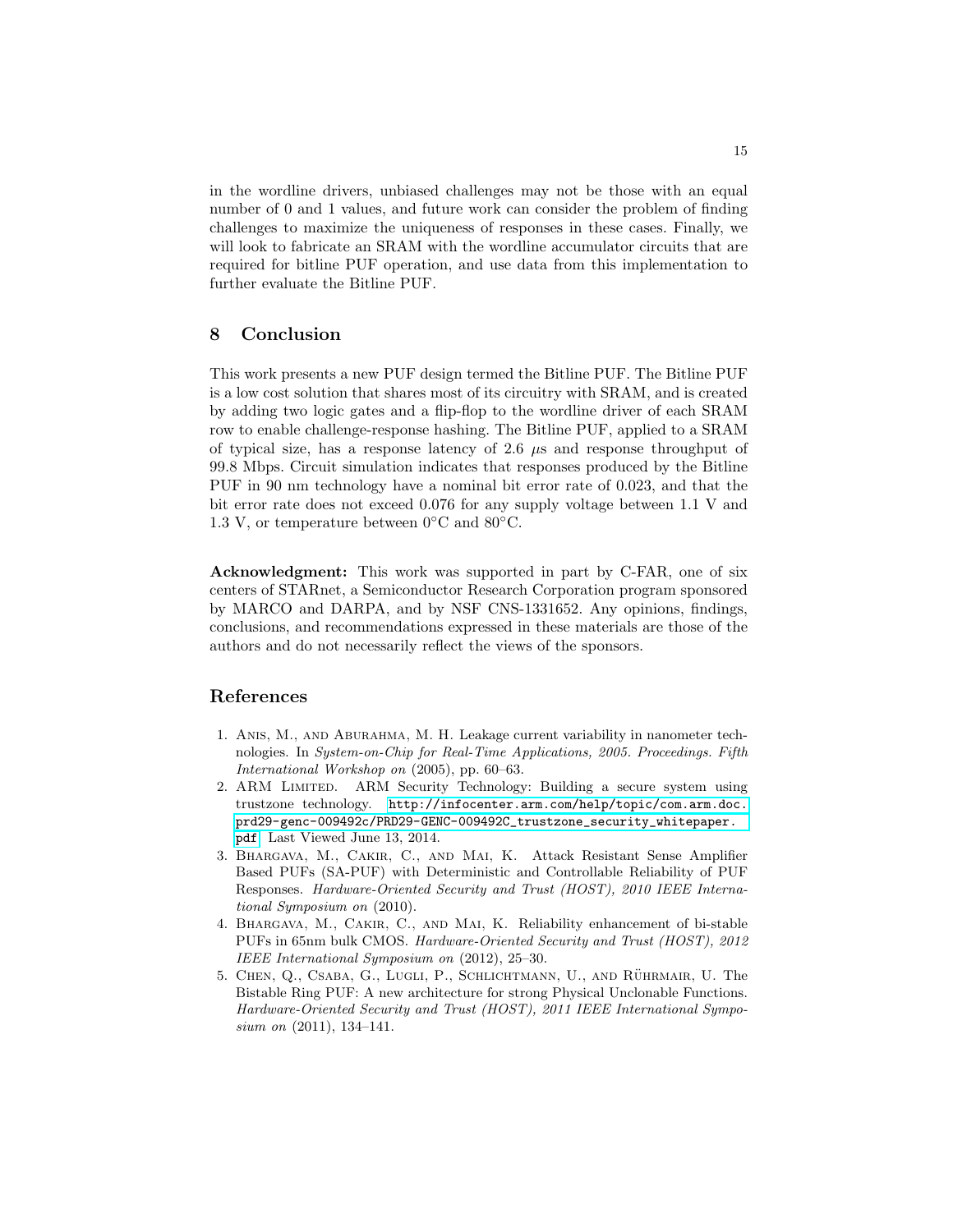in the wordline drivers, unbiased challenges may not be those with an equal number of 0 and 1 values, and future work can consider the problem of finding challenges to maximize the uniqueness of responses in these cases. Finally, we will look to fabricate an SRAM with the wordline accumulator circuits that are required for bitline PUF operation, and use data from this implementation to further evaluate the Bitline PUF.

## 8 Conclusion

This work presents a new PUF design termed the Bitline PUF. The Bitline PUF is a low cost solution that shares most of its circuitry with SRAM, and is created by adding two logic gates and a flip-flop to the wordline driver of each SRAM row to enable challenge-response hashing. The Bitline PUF, applied to a SRAM of typical size, has a response latency of 2.6 $\mu$s and response throughput of 99.8 Mbps. Circuit simulation indicates that responses produced by the Bitline PUF in 90 nm technology have a nominal bit error rate of 0.023, and that the bit error rate does not exceed 0.076 for any supply voltage between 1.1 V and 1.3 V, or temperature between 0°C and 80°C.

**Acknowledgment:** This work was supported in part by C-FAR, one of six centers of STARnet, a Semiconductor Research Corporation program sponsored by MARCO and DARPA, and by NSF CNS-1331652. Any opinions, findings, conclusions, and recommendations expressed in these materials are those of the authors and do not necessarily reflect the views of the sponsors.

## References

1. Anis, M., and Aburahma, M. H. Leakage current variability in nanometer technologies. In *System-on-Chip for Real-Time Applications, 2005. Proceedings. Fifth International Workshop on* (2005), pp. 60–63.
2. ARM Limited. ARM Security Technology: Building a secure system using trustzone technology. http://infocenter.arm.com/help/topic/com.arm.doc.prd29-genc-009492c/PRD29-GENC-009492C_trustzone_security_whitepaper.pdf. Last Viewed June 13, 2014.
3. Bhargava, M., Cakir, C., and Mai, K. Attack Resistant Sense Amplifier Based PUFs (SA-PUF) with Deterministic and Controllable Reliability of PUF Responses. *Hardware-Oriented Security and Trust (HOST), 2010 IEEE International Symposium on* (2010).
4. Bhargava, M., Cakir, C., and Mai, K. Reliability enhancement of bi-stable PUFs in 65nm bulk CMOS. *Hardware-Oriented Security and Trust (HOST), 2012 IEEE International Symposium on* (2012), 25–30.
5. Chen, Q., Csaba, G., Lugli, P., Schlichtmann, U., and Rührmair, U. The Bistable Ring PUF: A new architecture for strong Physical Unclonable Functions. *Hardware-Oriented Security and Trust (HOST), 2011 IEEE International Symposium on* (2011), 134–141.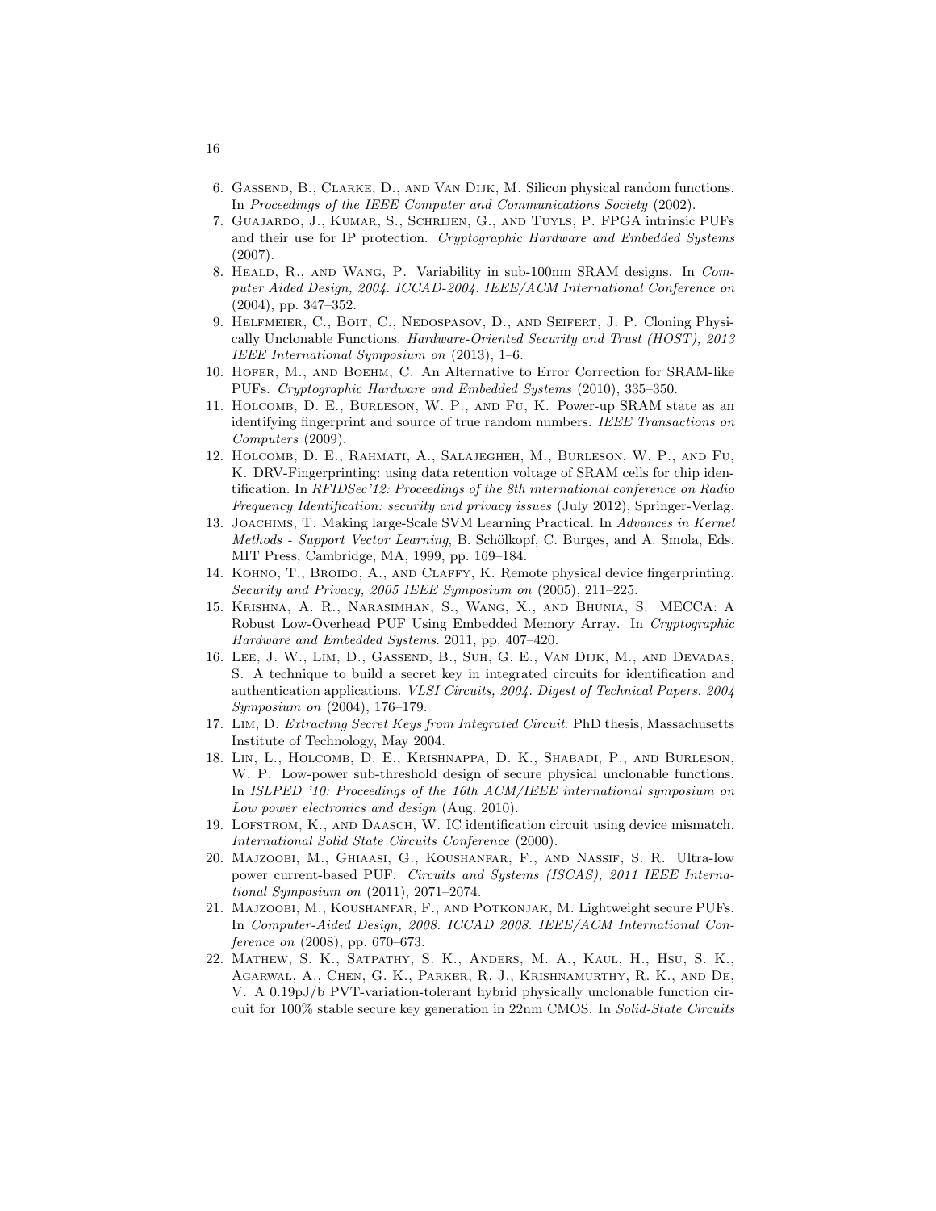6. Gassend, B., Clarke, D., and Van Dijk, M. Silicon physical random functions. In *Proceedings of the IEEE Computer and Communications Society* (2002).
7. Guajardo, J., Kumar, S., Schrijen, G., and Tuyls, P. FPGA intrinsic PUFs and their use for IP protection. *Cryptographic Hardware and Embedded Systems* (2007).
8. Heald, R., and Wang, P. Variability in sub-100nm SRAM designs. In *Computer Aided Design, 2004. ICCAD-2004. IEEE/ACM International Conference on* (2004), pp. 347–352.
9. Helfmeier, C., Boit, C., Nedospasov, D., and Seifert, J. P. Cloning Physically Unclonable Functions. *Hardware-Oriented Security and Trust (HOST), 2013 IEEE International Symposium on* (2013), 1–6.
10. Hofer, M., and Boehm, C. An Alternative to Error Correction for SRAM-like PUFs. *Cryptographic Hardware and Embedded Systems* (2010), 335–350.
11. Holcomb, D. E., Burleson, W. P., and Fu, K. Power-up SRAM state as an identifying fingerprint and source of true random numbers. *IEEE Transactions on Computers* (2009).
12. Holcomb, D. E., Rahmati, A., Salajegheh, M., Burleson, W. P., and Fu, K. DRV-Fingerprinting: using data retention voltage of SRAM cells for chip identification. In *RFIDSec'12: Proceedings of the 8th international conference on Radio Frequency Identification: security and privacy issues* (July 2012), Springer-Verlag.
13. Joachims, T. Making large-Scale SVM Learning Practical. In *Advances in Kernel Methods - Support Vector Learning*, B. Schölkopf, C. Burges, and A. Smola, Eds. MIT Press, Cambridge, MA, 1999, pp. 169–184.
14. Kohno, T., Broido, A., and Claffy, K. Remote physical device fingerprinting. *Security and Privacy, 2005 IEEE Symposium on* (2005), 211–225.
15. Krishna, A. R., Narasimhan, S., Wang, X., and Bhunia, S. MECCA: A Robust Low-Overhead PUF Using Embedded Memory Array. In *Cryptographic Hardware and Embedded Systems*. 2011, pp. 407–420.
16. Lee, J. W., Lim, D., Gassend, B., Suh, G. E., Van Dijk, M., and Devadas, S. A technique to build a secret key in integrated circuits for identification and authentication applications. *VLSI Circuits, 2004. Digest of Technical Papers. 2004 Symposium on* (2004), 176–179.
17. Lim, D. *Extracting Secret Keys from Integrated Circuit*. PhD thesis, Massachusetts Institute of Technology, May 2004.
18. Lin, L., Holcomb, D. E., Krishnappa, D. K., Shabadi, P., and Burleson, W. P. Low-power sub-threshold design of secure physical unclonable functions. In *ISLPED '10: Proceedings of the 16th ACM/IEEE international symposium on Low power electronics and design* (Aug. 2010).
19. Lofstrom, K., and Daasch, W. IC identification circuit using device mismatch. *International Solid State Circuits Conference* (2000).
20. Majzoobi, M., Ghiaasi, G., Koushanfar, F., and Nassif, S. R. Ultra-low power current-based PUF. *Circuits and Systems (ISCAS), 2011 IEEE International Symposium on* (2011), 2071–2074.
21. Majzoobi, M., Koushanfar, F., and Potkonjak, M. Lightweight secure PUFs. In *Computer-Aided Design, 2008. ICCAD 2008. IEEE/ACM International Conference on* (2008), pp. 670–673.
22. Mathew, S. K., Satpathy, S. K., Anders, M. A., Kaul, H., Hsu, S. K., Agarwal, A., Chen, G. K., Parker, R. J., Krishnamurthy, R. K., and De, V. A 0.19pJ/b PVT-variation-tolerant hybrid physically unclonable function circuit for 100% stable secure key generation in 22nm CMOS. In *Solid-State Circuits*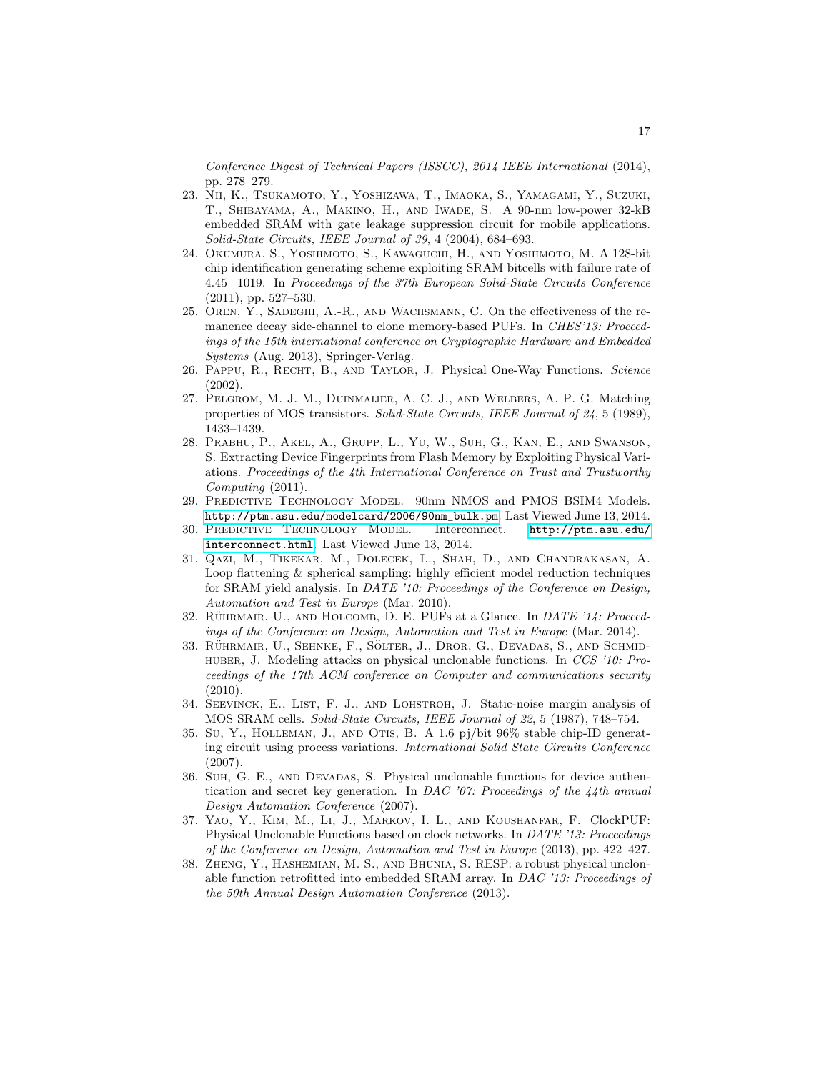*Conference Digest of Technical Papers (ISSCC), 2014 IEEE International* (2014), pp. 278–279.

23. Nii, K., Tsukamoto, Y., Yoshizawa, T., Imaoka, S., Yamagami, Y., Suzuki, T., Shibayama, A., Makino, H., and Iwade, S. A 90-nm low-power 32-kB embedded SRAM with gate leakage suppression circuit for mobile applications. *Solid-State Circuits, IEEE Journal of 39*, 4 (2004), 684–693.
24. Okumura, S., Yoshimoto, S., Kawaguchi, H., and Yoshimoto, M. A 128-bit chip identification generating scheme exploiting SRAM bitcells with failure rate of 4.45 1019. In *Proceedings of the 37th European Solid-State Circuits Conference* (2011), pp. 527–530.
25. Oren, Y., Sadeghi, A.-R., and Wachsmann, C. On the effectiveness of the remanence decay side-channel to clone memory-based PUFs. In *CHES'13: Proceedings of the 15th international conference on Cryptographic Hardware and Embedded Systems* (Aug. 2013), Springer-Verlag.
26. Pappu, R., Recht, B., and Taylor, J. Physical One-Way Functions. *Science* (2002).
27. Pelgrom, M. J. M., Duinmaijer, A. C. J., and Welbers, A. P. G. Matching properties of MOS transistors. *Solid-State Circuits, IEEE Journal of 24*, 5 (1989), 1433–1439.
28. Prabhu, P., Akel, A., Grupp, L., Yu, W., Suh, G., Kan, E., and Swanson, S. Extracting Device Fingerprints from Flash Memory by Exploiting Physical Variations. *Proceedings of the 4th International Conference on Trust and Trustworthy Computing* (2011).
29. Predictive Technology Model. 90nm NMOS and PMOS BSIM4 Models. `http://ptm.asu.edu/modelcard/2006/90nm_bulk.pm`. Last Viewed June 13, 2014.
30. Predictive Technology Model. Interconnect. `http://ptm.asu.edu/interconnect.html`. Last Viewed June 13, 2014.
31. Qazi, M., Tikekar, M., Dolecek, L., Shah, D., and Chandrakasan, A. Loop flattening & spherical sampling: highly efficient model reduction techniques for SRAM yield analysis. In *DATE '10: Proceedings of the Conference on Design, Automation and Test in Europe* (Mar. 2010).
32. Rührmair, U., and Holcomb, D. E. PUFs at a Glance. In *DATE '14: Proceedings of the Conference on Design, Automation and Test in Europe* (Mar. 2014).
33. Rührmair, U., Sehnke, F., Sölter, J., Dror, G., Devadas, S., and Schmidhuber, J. Modeling attacks on physical unclonable functions. In *CCS '10: Proceedings of the 17th ACM conference on Computer and communications security* (2010).
34. Seevinck, E., List, F. J., and Lohstroh, J. Static-noise margin analysis of MOS SRAM cells. *Solid-State Circuits, IEEE Journal of 22*, 5 (1987), 748–754.
35. Su, Y., Holleman, J., and Otis, B. A 1.6 pj/bit 96% stable chip-ID generating circuit using process variations. *International Solid State Circuits Conference* (2007).
36. Suh, G. E., and Devadas, S. Physical unclonable functions for device authentication and secret key generation. In *DAC '07: Proceedings of the 44th annual Design Automation Conference* (2007).
37. Yao, Y., Kim, M., Li, J., Markov, I. L., and Koushanfar, F. ClockPUF: Physical Unclonable Functions based on clock networks. In *DATE '13: Proceedings of the Conference on Design, Automation and Test in Europe* (2013), pp. 422–427.
38. Zheng, Y., Hashemian, M. S., and Bhunia, S. RESP: a robust physical unclonable function retrofitted into embedded SRAM array. In *DAC '13: Proceedings of the 50th Annual Design Automation Conference* (2013).